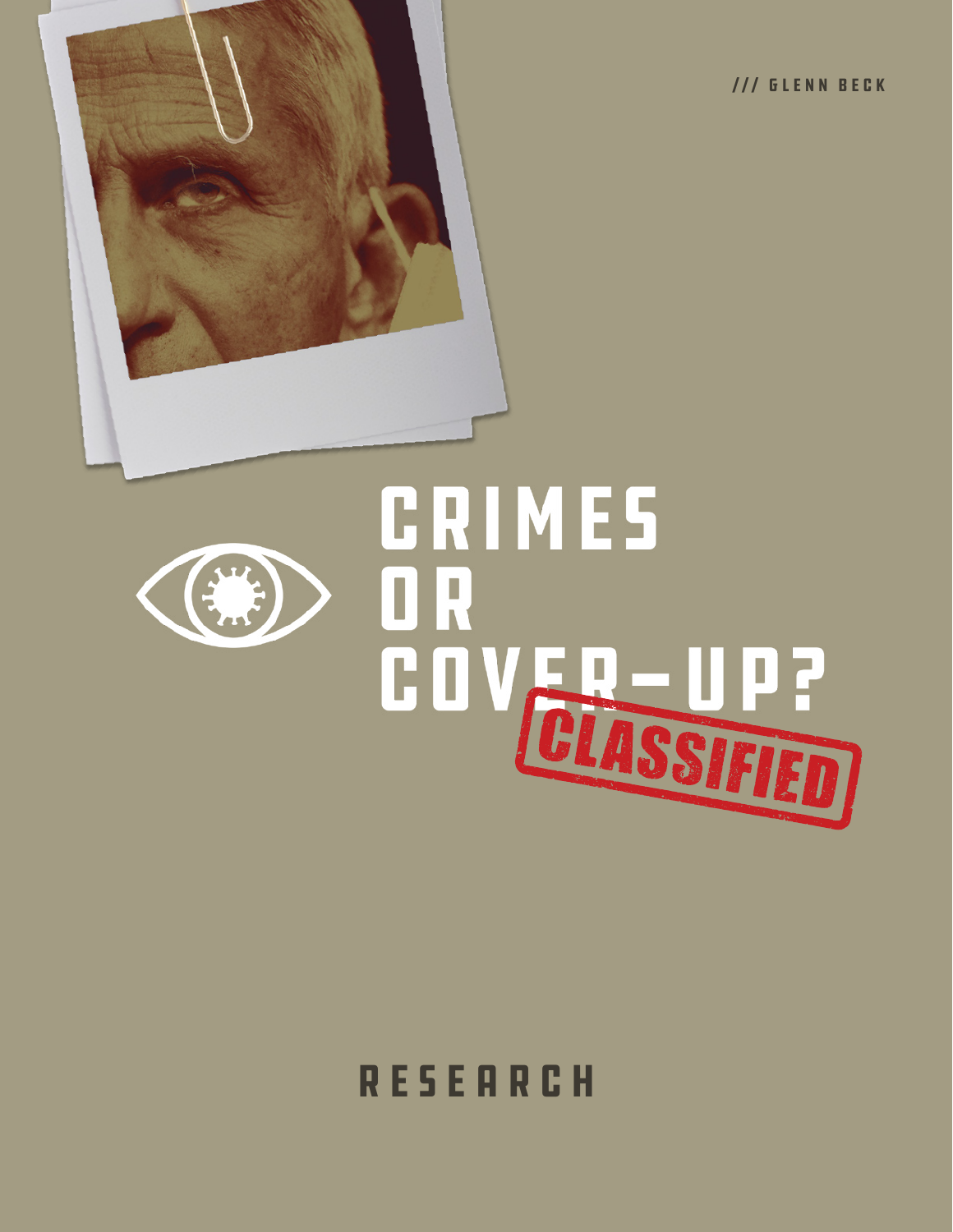/// GLENN BECK

# CRIMES OR COVER-UP?

CLASSIFIED

## RESEARCH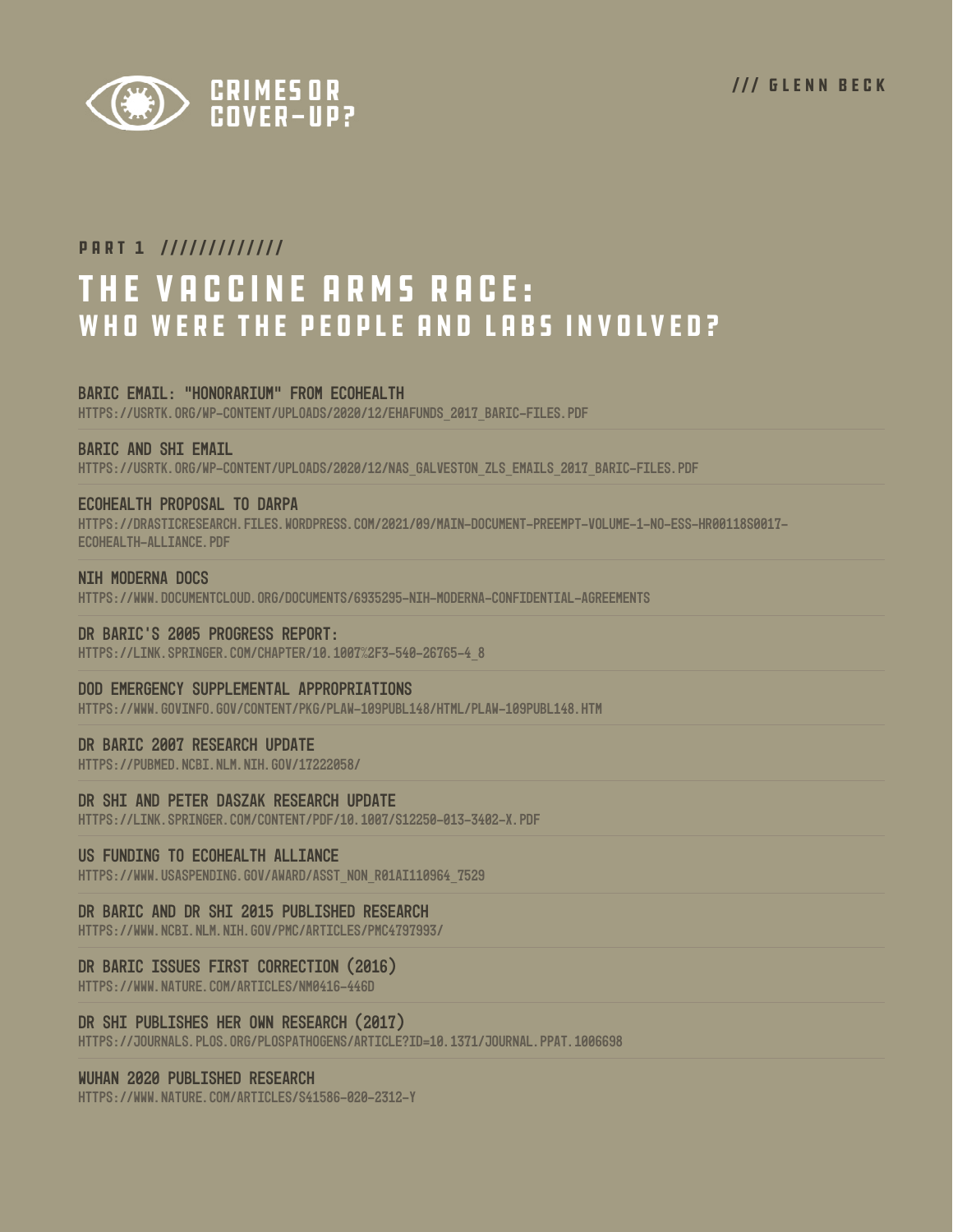CRIMES OR COVER-UP?

/// GLENN BECK

PART 1 /////////////

# THE VACCINE ARMS RACE:
## WHO WERE THE PEOPLE AND LABS INVOLVED?

**BARIC EMAIL: "HONORARIUM" FROM ECOHEALTH**
HTTPS://USRTK.ORG/WP-CONTENT/UPLOADS/2020/12/EHAFUNDS_2017_BARIC-FILES.PDF

**BARIC AND SHI EMAIL**
HTTPS://USRTK.ORG/WP-CONTENT/UPLOADS/2020/12/NAS_GALVESTON_ZLS_EMAILS_2017_BARIC-FILES.PDF

**ECOHEALTH PROPOSAL TO DARPA**
HTTPS://DRASTICRESEARCH.FILES.WORDPRESS.COM/2021/09/MAIN-DOCUMENT-PREEMPT-VOLUME-1-NO-ESS-HR00118S0017-ECOHEALTH-ALLIANCE.PDF

**NIH MODERNA DOCS**
HTTPS://WWW.DOCUMENTCLOUD.ORG/DOCUMENTS/6935295-NIH-MODERNA-CONFIDENTIAL-AGREEMENTS

**DR BARIC'S 2005 PROGRESS REPORT:**
HTTPS://LINK.SPRINGER.COM/CHAPTER/10.1007%2F3-540-26765-4_8

**DOD EMERGENCY SUPPLEMENTAL APPROPRIATIONS**
HTTPS://WWW.GOVINFO.GOV/CONTENT/PKG/PLAW-109PUBL148/HTML/PLAW-109PUBL148.HTM

**DR BARIC 2007 RESEARCH UPDATE**
HTTPS://PUBMED.NCBI.NLM.NIH.GOV/17222058/

**DR SHI AND PETER DASZAK RESEARCH UPDATE**
HTTPS://LINK.SPRINGER.COM/CONTENT/PDF/10.1007/S12250-013-3402-X.PDF

**US FUNDING TO ECOHEALTH ALLIANCE**
HTTPS://WWW.USASPENDING.GOV/AWARD/ASST_NON_R01AI110964_7529

**DR BARIC AND DR SHI 2015 PUBLISHED RESEARCH**
HTTPS://WWW.NCBI.NLM.NIH.GOV/PMC/ARTICLES/PMC4797993/

**DR BARIC ISSUES FIRST CORRECTION (2016)**
HTTPS://WWW.NATURE.COM/ARTICLES/NM0416-446D

**DR SHI PUBLISHES HER OWN RESEARCH (2017)**
HTTPS://JOURNALS.PLOS.ORG/PLOSPATHOGENS/ARTICLE?ID=10.1371/JOURNAL.PPAT.1006698

**WUHAN 2020 PUBLISHED RESEARCH**
HTTPS://WWW.NATURE.COM/ARTICLES/S41586-020-2312-Y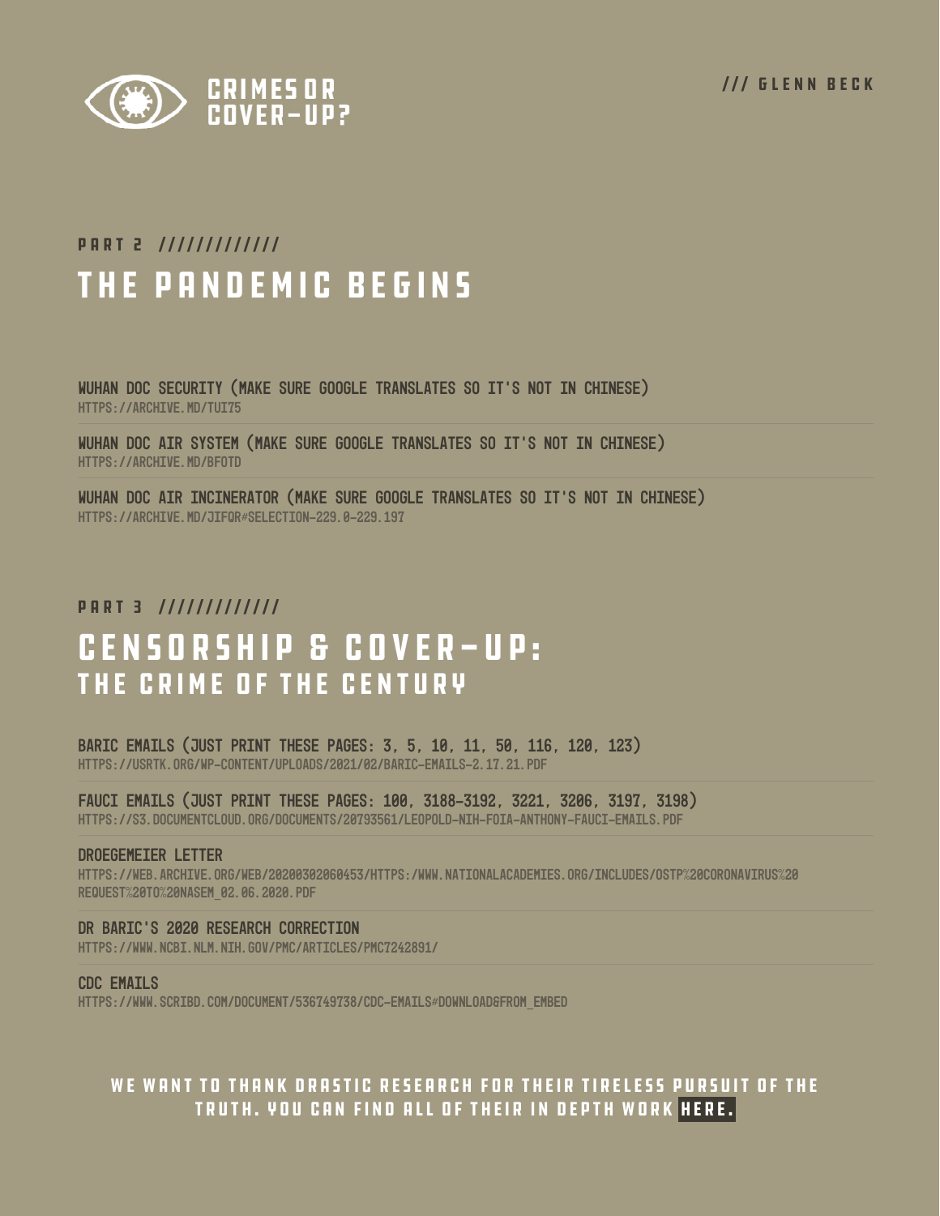CRIMES OR COVER-UP?

/// GLENN BECK

PART 2 /////////////

# THE PANDEMIC BEGINS

WUHAN DOC SECURITY (MAKE SURE GOOGLE TRANSLATES SO IT'S NOT IN CHINESE)
HTTPS://ARCHIVE.MD/TUI75

WUHAN DOC AIR SYSTEM (MAKE SURE GOOGLE TRANSLATES SO IT'S NOT IN CHINESE)
HTTPS://ARCHIVE.MD/BFOTD

WUHAN DOC AIR INCINERATOR (MAKE SURE GOOGLE TRANSLATES SO IT'S NOT IN CHINESE)
HTTPS://ARCHIVE.MD/JIFQR#SELECTION-229.0-229.197

PART 3 /////////////

# CENSORSHIP & COVER-UP:
## THE CRIME OF THE CENTURY

BARIC EMAILS (JUST PRINT THESE PAGES: 3, 5, 10, 11, 50, 116, 120, 123)
HTTPS://USRTK.ORG/WP-CONTENT/UPLOADS/2021/02/BARIC-EMAILS-2.17.21.PDF

FAUCI EMAILS (JUST PRINT THESE PAGES: 100, 3188-3192, 3221, 3206, 3197, 3198)
HTTPS://S3.DOCUMENTCLOUD.ORG/DOCUMENTS/20793561/LEOPOLD-NIH-FOIA-ANTHONY-FAUCI-EMAILS.PDF

DROEGEMEIER LETTER
HTTPS://WEB.ARCHIVE.ORG/WEB/20200302060453/HTTPS:/WWW.NATIONALACADEMIES.ORG/INCLUDES/OSTP%20CORONAVIRUS%20REQUEST%20TO%20NASEM_02.06.2020.PDF

DR BARIC'S 2020 RESEARCH CORRECTION
HTTPS://WWW.NCBI.NLM.NIH.GOV/PMC/ARTICLES/PMC7242891/

CDC EMAILS
HTTPS://WWW.SCRIBD.COM/DOCUMENT/536749738/CDC-EMAILS#DOWNLOAD&FROM_EMBED

**WE WANT TO THANK DRASTIC RESEARCH FOR THEIR TIRELESS PURSUIT OF THE TRUTH. YOU CAN FIND ALL OF THEIR IN DEPTH WORK HERE.**